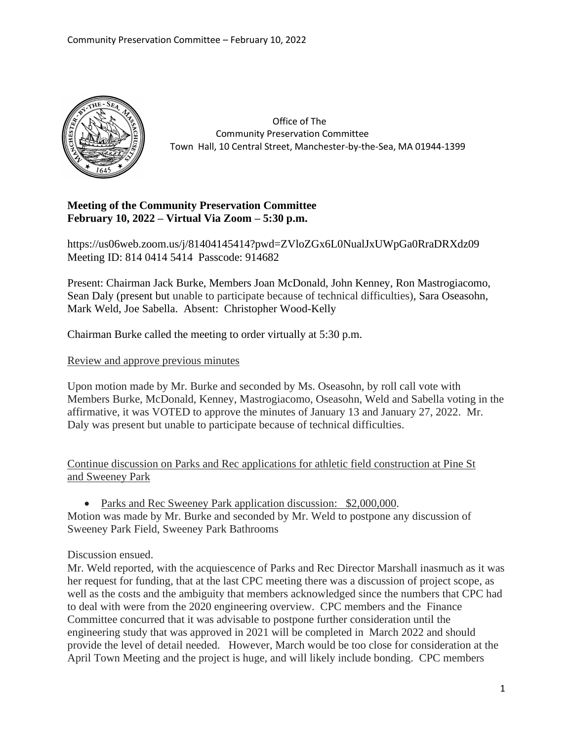Office of The
Community Preservation Committee
Town Hall, 10 Central Street, Manchester-by-the-Sea, MA 01944-1399

**Meeting of the Community Preservation Committee**
**February 10, 2022 – Virtual Via Zoom – 5:30 p.m.**

https://us06web.zoom.us/j/81404145414?pwd=ZVloZGx6L0NualJxUWpGa0RraDRXdz09
Meeting ID: 814 0414 5414 Passcode: 914682

Present: Chairman Jack Burke, Members Joan McDonald, John Kenney, Ron Mastrogiacomo, Sean Daly (present but unable to participate because of technical difficulties), Sara Oseasohn, Mark Weld, Joe Sabella. Absent: Christopher Wood-Kelly

Chairman Burke called the meeting to order virtually at 5:30 p.m.

Review and approve previous minutes

Upon motion made by Mr. Burke and seconded by Ms. Oseasohn, by roll call vote with Members Burke, McDonald, Kenney, Mastrogiacomo, Oseasohn, Weld and Sabella voting in the affirmative, it was VOTED to approve the minutes of January 13 and January 27, 2022. Mr. Daly was present but unable to participate because of technical difficulties.

Continue discussion on Parks and Rec applications for athletic field construction at Pine St and Sweeney Park

- Parks and Rec Sweeney Park application discussion: $2,000,000.

Motion was made by Mr. Burke and seconded by Mr. Weld to postpone any discussion of Sweeney Park Field, Sweeney Park Bathrooms

Discussion ensued.

Mr. Weld reported, with the acquiescence of Parks and Rec Director Marshall inasmuch as it was her request for funding, that at the last CPC meeting there was a discussion of project scope, as well as the costs and the ambiguity that members acknowledged since the numbers that CPC had to deal with were from the 2020 engineering overview. CPC members and the Finance Committee concurred that it was advisable to postpone further consideration until the engineering study that was approved in 2021 will be completed in March 2022 and should provide the level of detail needed. However, March would be too close for consideration at the April Town Meeting and the project is huge, and will likely include bonding. CPC members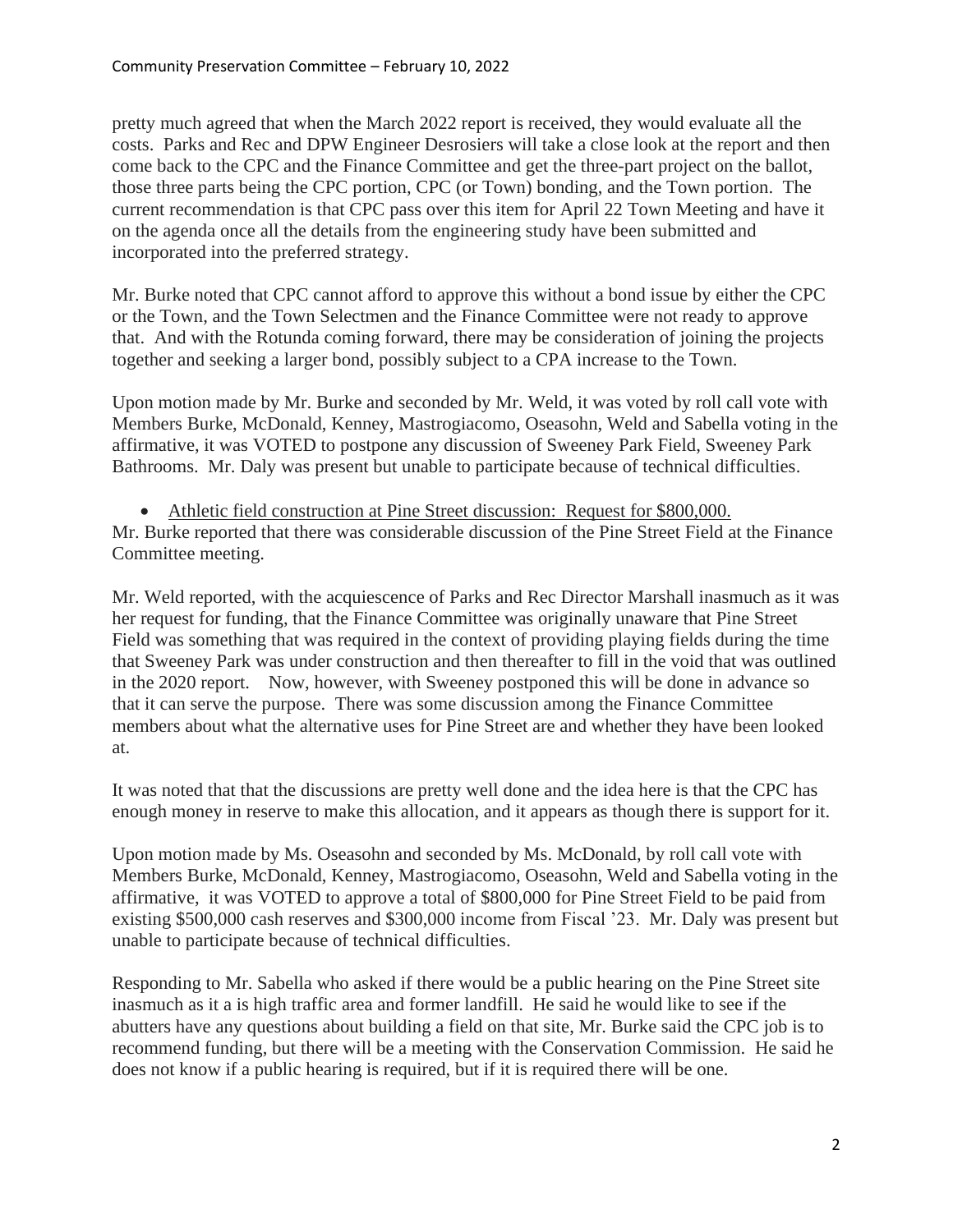pretty much agreed that when the March 2022 report is received, they would evaluate all the costs. Parks and Rec and DPW Engineer Desrosiers will take a close look at the report and then come back to the CPC and the Finance Committee and get the three-part project on the ballot, those three parts being the CPC portion, CPC (or Town) bonding, and the Town portion. The current recommendation is that CPC pass over this item for April 22 Town Meeting and have it on the agenda once all the details from the engineering study have been submitted and incorporated into the preferred strategy.

Mr. Burke noted that CPC cannot afford to approve this without a bond issue by either the CPC or the Town, and the Town Selectmen and the Finance Committee were not ready to approve that. And with the Rotunda coming forward, there may be consideration of joining the projects together and seeking a larger bond, possibly subject to a CPA increase to the Town.

Upon motion made by Mr. Burke and seconded by Mr. Weld, it was voted by roll call vote with Members Burke, McDonald, Kenney, Mastrogiacomo, Oseasohn, Weld and Sabella voting in the affirmative, it was VOTED to postpone any discussion of Sweeney Park Field, Sweeney Park Bathrooms. Mr. Daly was present but unable to participate because of technical difficulties.

- Athletic field construction at Pine Street discussion: Request for $800,000.

Mr. Burke reported that there was considerable discussion of the Pine Street Field at the Finance Committee meeting.

Mr. Weld reported, with the acquiescence of Parks and Rec Director Marshall inasmuch as it was her request for funding, that the Finance Committee was originally unaware that Pine Street Field was something that was required in the context of providing playing fields during the time that Sweeney Park was under construction and then thereafter to fill in the void that was outlined in the 2020 report. Now, however, with Sweeney postponed this will be done in advance so that it can serve the purpose. There was some discussion among the Finance Committee members about what the alternative uses for Pine Street are and whether they have been looked at.

It was noted that that the discussions are pretty well done and the idea here is that the CPC has enough money in reserve to make this allocation, and it appears as though there is support for it.

Upon motion made by Ms. Oseasohn and seconded by Ms. McDonald, by roll call vote with Members Burke, McDonald, Kenney, Mastrogiacomo, Oseasohn, Weld and Sabella voting in the affirmative, it was VOTED to approve a total of $800,000 for Pine Street Field to be paid from existing $500,000 cash reserves and $300,000 income from Fiscal '23. Mr. Daly was present but unable to participate because of technical difficulties.

Responding to Mr. Sabella who asked if there would be a public hearing on the Pine Street site inasmuch as it a is high traffic area and former landfill. He said he would like to see if the abutters have any questions about building a field on that site, Mr. Burke said the CPC job is to recommend funding, but there will be a meeting with the Conservation Commission. He said he does not know if a public hearing is required, but if it is required there will be one.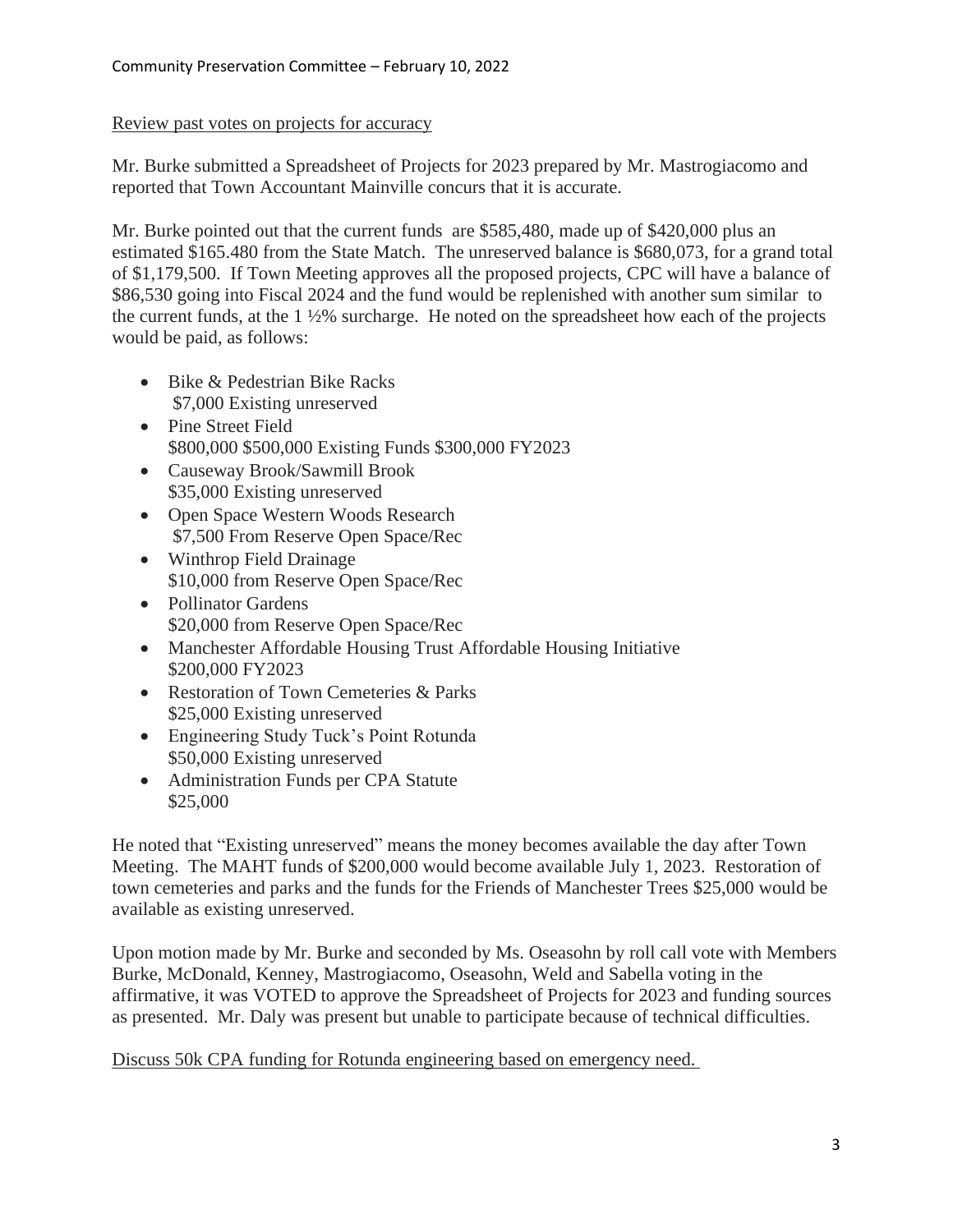Review past votes on projects for accuracy

Mr. Burke submitted a Spreadsheet of Projects for 2023 prepared by Mr. Mastrogiacomo and reported that Town Accountant Mainville concurs that it is accurate.

Mr. Burke pointed out that the current funds are $585,480, made up of $420,000 plus an estimated $165.480 from the State Match. The unreserved balance is $680,073, for a grand total of $1,179,500. If Town Meeting approves all the proposed projects, CPC will have a balance of $86,530 going into Fiscal 2024 and the fund would be replenished with another sum similar to the current funds, at the 1 ½% surcharge. He noted on the spreadsheet how each of the projects would be paid, as follows:

- Bike & Pedestrian Bike Racks
  $7,000 Existing unreserved
- Pine Street Field
  $800,000 $500,000 Existing Funds $300,000 FY2023
- Causeway Brook/Sawmill Brook
  $35,000 Existing unreserved
- Open Space Western Woods Research
  $7,500 From Reserve Open Space/Rec
- Winthrop Field Drainage
  $10,000 from Reserve Open Space/Rec
- Pollinator Gardens
  $20,000 from Reserve Open Space/Rec
- Manchester Affordable Housing Trust Affordable Housing Initiative
  $200,000 FY2023
- Restoration of Town Cemeteries & Parks
  $25,000 Existing unreserved
- Engineering Study Tuck's Point Rotunda
  $50,000 Existing unreserved
- Administration Funds per CPA Statute
  $25,000

He noted that "Existing unreserved" means the money becomes available the day after Town Meeting. The MAHT funds of $200,000 would become available July 1, 2023. Restoration of town cemeteries and parks and the funds for the Friends of Manchester Trees $25,000 would be available as existing unreserved.

Upon motion made by Mr. Burke and seconded by Ms. Oseasohn by roll call vote with Members Burke, McDonald, Kenney, Mastrogiacomo, Oseasohn, Weld and Sabella voting in the affirmative, it was VOTED to approve the Spreadsheet of Projects for 2023 and funding sources as presented. Mr. Daly was present but unable to participate because of technical difficulties.

Discuss 50k CPA funding for Rotunda engineering based on emergency need.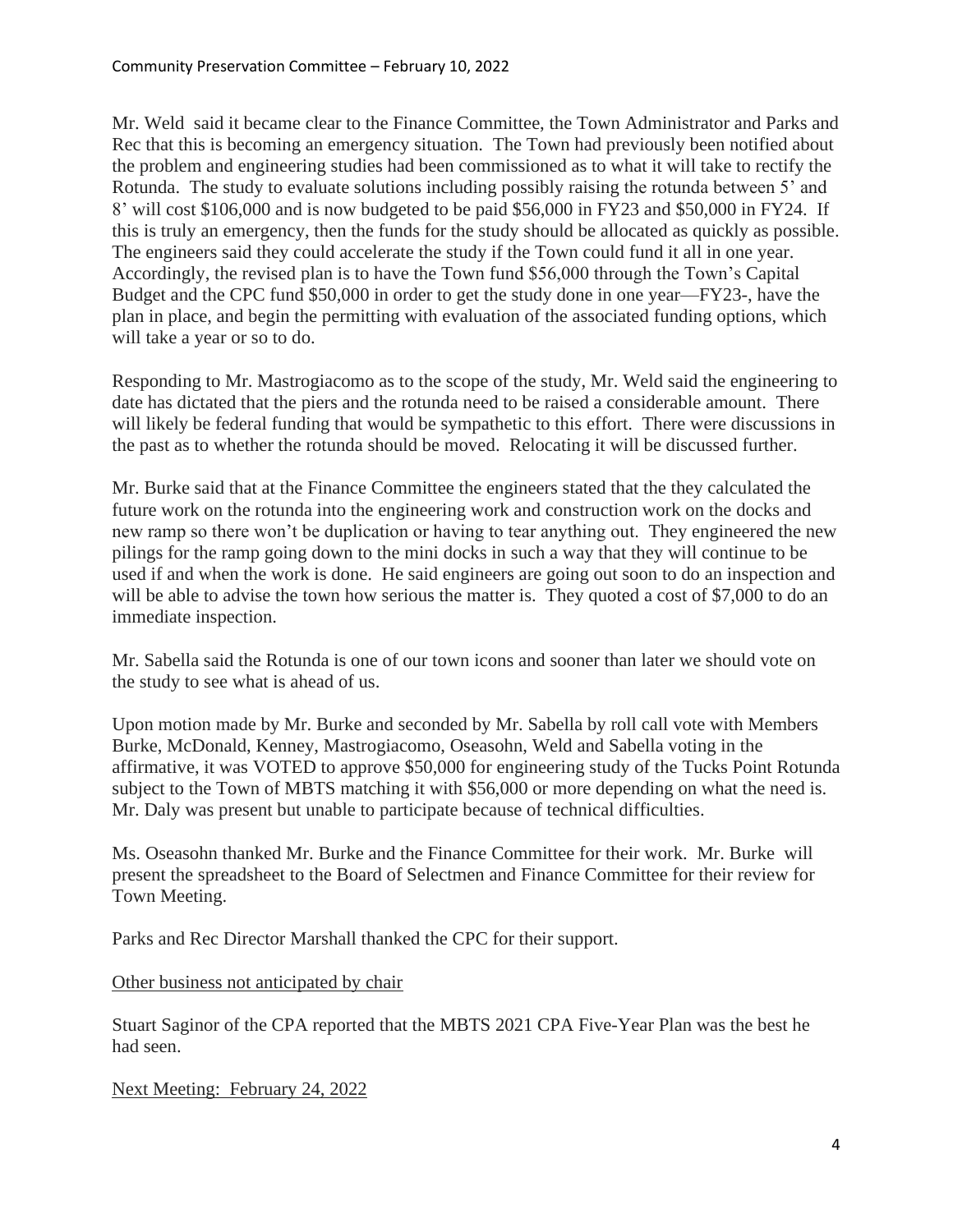Mr. Weld said it became clear to the Finance Committee, the Town Administrator and Parks and Rec that this is becoming an emergency situation. The Town had previously been notified about the problem and engineering studies had been commissioned as to what it will take to rectify the Rotunda. The study to evaluate solutions including possibly raising the rotunda between 5' and 8' will cost $106,000 and is now budgeted to be paid $56,000 in FY23 and $50,000 in FY24. If this is truly an emergency, then the funds for the study should be allocated as quickly as possible. The engineers said they could accelerate the study if the Town could fund it all in one year. Accordingly, the revised plan is to have the Town fund $56,000 through the Town's Capital Budget and the CPC fund $50,000 in order to get the study done in one year—FY23-, have the plan in place, and begin the permitting with evaluation of the associated funding options, which will take a year or so to do.

Responding to Mr. Mastrogiacomo as to the scope of the study, Mr. Weld said the engineering to date has dictated that the piers and the rotunda need to be raised a considerable amount. There will likely be federal funding that would be sympathetic to this effort. There were discussions in the past as to whether the rotunda should be moved. Relocating it will be discussed further.

Mr. Burke said that at the Finance Committee the engineers stated that the they calculated the future work on the rotunda into the engineering work and construction work on the docks and new ramp so there won't be duplication or having to tear anything out. They engineered the new pilings for the ramp going down to the mini docks in such a way that they will continue to be used if and when the work is done. He said engineers are going out soon to do an inspection and will be able to advise the town how serious the matter is. They quoted a cost of $7,000 to do an immediate inspection.

Mr. Sabella said the Rotunda is one of our town icons and sooner than later we should vote on the study to see what is ahead of us.

Upon motion made by Mr. Burke and seconded by Mr. Sabella by roll call vote with Members Burke, McDonald, Kenney, Mastrogiacomo, Oseasohn, Weld and Sabella voting in the affirmative, it was VOTED to approve $50,000 for engineering study of the Tucks Point Rotunda subject to the Town of MBTS matching it with $56,000 or more depending on what the need is. Mr. Daly was present but unable to participate because of technical difficulties.

Ms. Oseasohn thanked Mr. Burke and the Finance Committee for their work. Mr. Burke will present the spreadsheet to the Board of Selectmen and Finance Committee for their review for Town Meeting.

Parks and Rec Director Marshall thanked the CPC for their support.

Other business not anticipated by chair

Stuart Saginor of the CPA reported that the MBTS 2021 CPA Five-Year Plan was the best he had seen.

Next Meeting: February 24, 2022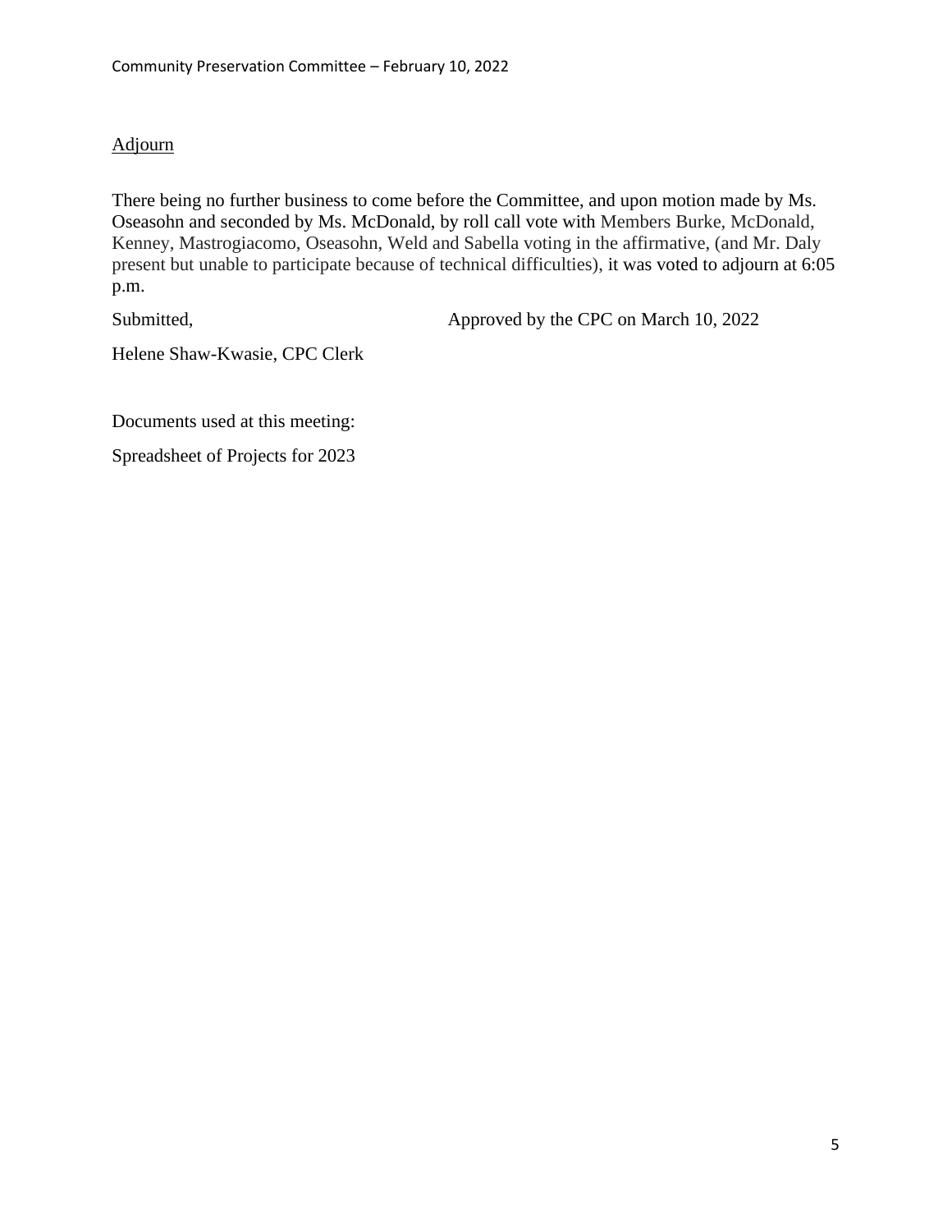<u>Adjourn</u>

There being no further business to come before the Committee, and upon motion made by Ms. Oseasohn and seconded by Ms. McDonald, by roll call vote with Members Burke, McDonald, Kenney, Mastrogiacomo, Oseasohn, Weld and Sabella voting in the affirmative, (and Mr. Daly present but unable to participate because of technical difficulties), it was voted to adjourn at 6:05 p.m.

Submitted, Approved by the CPC on March 10, 2022

Helene Shaw-Kwasie, CPC Clerk

Documents used at this meeting:

Spreadsheet of Projects for 2023